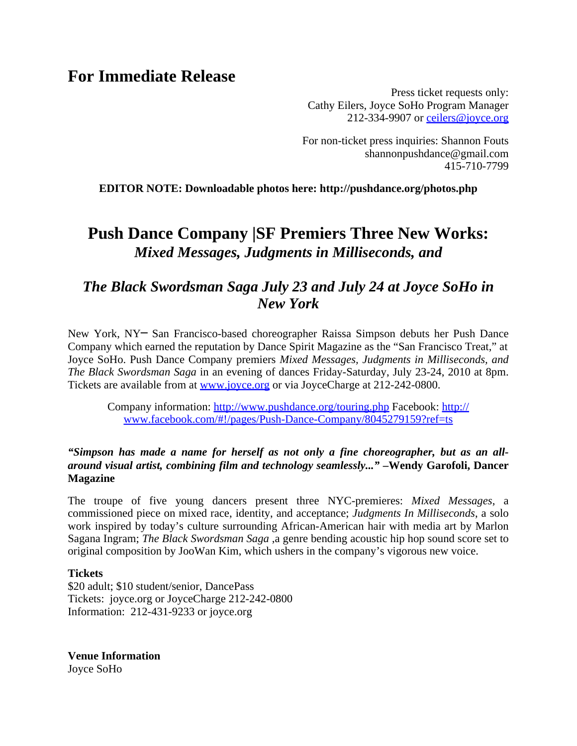# For Immediate Release

Press ticket requests only:
Cathy Eilers, Joyce SoHo Program Manager
212-334-9907 or ceilers@joyce.org

For non-ticket press inquiries: Shannon Fouts
shannonpushdance@gmail.com
415-710-7799

**EDITOR NOTE: Downloadable photos here: http://pushdance.org/photos.php**

## Push Dance Company |SF Premiers Three New Works: *Mixed Messages, Judgments in Milliseconds, and*

## *The Black Swordsman Saga July 23 and July 24 at Joyce SoHo in New York*

New York, NY– San Francisco-based choreographer Raissa Simpson debuts her Push Dance Company which earned the reputation by Dance Spirit Magazine as the "San Francisco Treat," at Joyce SoHo. Push Dance Company premiers *Mixed Messages, Judgments in Milliseconds, and The Black Swordsman Saga* in an evening of dances Friday-Saturday, July 23-24, 2010 at 8pm. Tickets are available from at www.joyce.org or via JoyceCharge at 212-242-0800.

Company information: http://www.pushdance.org/touring.php Facebook: http://www.facebook.com/#!/pages/Push-Dance-Company/8045279159?ref=ts

***"Simpson has made a name for herself as not only a fine choreographer, but as an all-around visual artist, combining film and technology seamlessly..."*** **–Wendy Garofoli, Dancer Magazine**

The troupe of five young dancers present three NYC-premieres: *Mixed Messages*, a commissioned piece on mixed race, identity, and acceptance; *Judgments In Milliseconds*, a solo work inspired by today's culture surrounding African-American hair with media art by Marlon Sagana Ingram; *The Black Swordsman Saga* ,a genre bending acoustic hip hop sound score set to original composition by JooWan Kim, which ushers in the company's vigorous new voice.

**Tickets**
$20 adult; $10 student/senior, DancePass
Tickets: joyce.org or JoyceCharge 212-242-0800
Information: 212-431-9233 or joyce.org

**Venue Information**
Joyce SoHo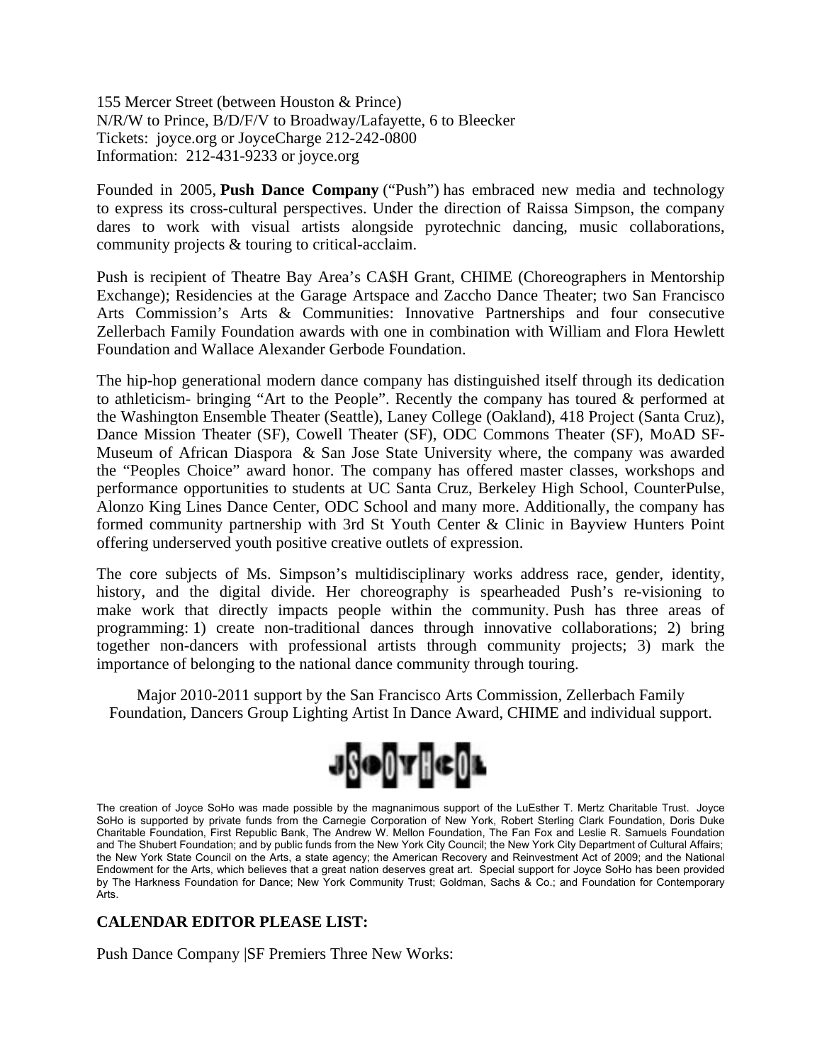155 Mercer Street (between Houston & Prince)
N/R/W to Prince, B/D/F/V to Broadway/Lafayette, 6 to Bleecker
Tickets: joyce.org or JoyceCharge 212-242-0800
Information: 212-431-9233 or joyce.org

Founded in 2005, **Push Dance Company** ("Push") has embraced new media and technology to express its cross-cultural perspectives. Under the direction of Raissa Simpson, the company dares to work with visual artists alongside pyrotechnic dancing, music collaborations, community projects & touring to critical-acclaim.

Push is recipient of Theatre Bay Area's CA$H Grant, CHIME (Choreographers in Mentorship Exchange); Residencies at the Garage Artspace and Zaccho Dance Theater; two San Francisco Arts Commission's Arts & Communities: Innovative Partnerships and four consecutive Zellerbach Family Foundation awards with one in combination with William and Flora Hewlett Foundation and Wallace Alexander Gerbode Foundation.

The hip-hop generational modern dance company has distinguished itself through its dedication to athleticism- bringing "Art to the People". Recently the company has toured & performed at the Washington Ensemble Theater (Seattle), Laney College (Oakland), 418 Project (Santa Cruz), Dance Mission Theater (SF), Cowell Theater (SF), ODC Commons Theater (SF), MoAD SF-Museum of African Diaspora & San Jose State University where, the company was awarded the "Peoples Choice" award honor. The company has offered master classes, workshops and performance opportunities to students at UC Santa Cruz, Berkeley High School, CounterPulse, Alonzo King Lines Dance Center, ODC School and many more. Additionally, the company has formed community partnership with 3rd St Youth Center & Clinic in Bayview Hunters Point offering underserved youth positive creative outlets of expression.

The core subjects of Ms. Simpson's multidisciplinary works address race, gender, identity, history, and the digital divide. Her choreography is spearheaded Push's re-visioning to make work that directly impacts people within the community. Push has three areas of programming: 1) create non-traditional dances through innovative collaborations; 2) bring together non-dancers with professional artists through community projects; 3) mark the importance of belonging to the national dance community through touring.

Major 2010-2011 support by the San Francisco Arts Commission, Zellerbach Family Foundation, Dancers Group Lighting Artist In Dance Award, CHIME and individual support.

JOYCE SOHO

The creation of Joyce SoHo was made possible by the magnanimous support of the LuEsther T. Mertz Charitable Trust. Joyce SoHo is supported by private funds from the Carnegie Corporation of New York, Robert Sterling Clark Foundation, Doris Duke Charitable Foundation, First Republic Bank, The Andrew W. Mellon Foundation, The Fan Fox and Leslie R. Samuels Foundation and The Shubert Foundation; and by public funds from the New York City Council; the New York City Department of Cultural Affairs; the New York State Council on the Arts, a state agency; the American Recovery and Reinvestment Act of 2009; and the National Endowment for the Arts, which believes that a great nation deserves great art. Special support for Joyce SoHo has been provided by The Harkness Foundation for Dance; New York Community Trust; Goldman, Sachs & Co.; and Foundation for Contemporary Arts.

**CALENDAR EDITOR PLEASE LIST:**

Push Dance Company |SF Premiers Three New Works: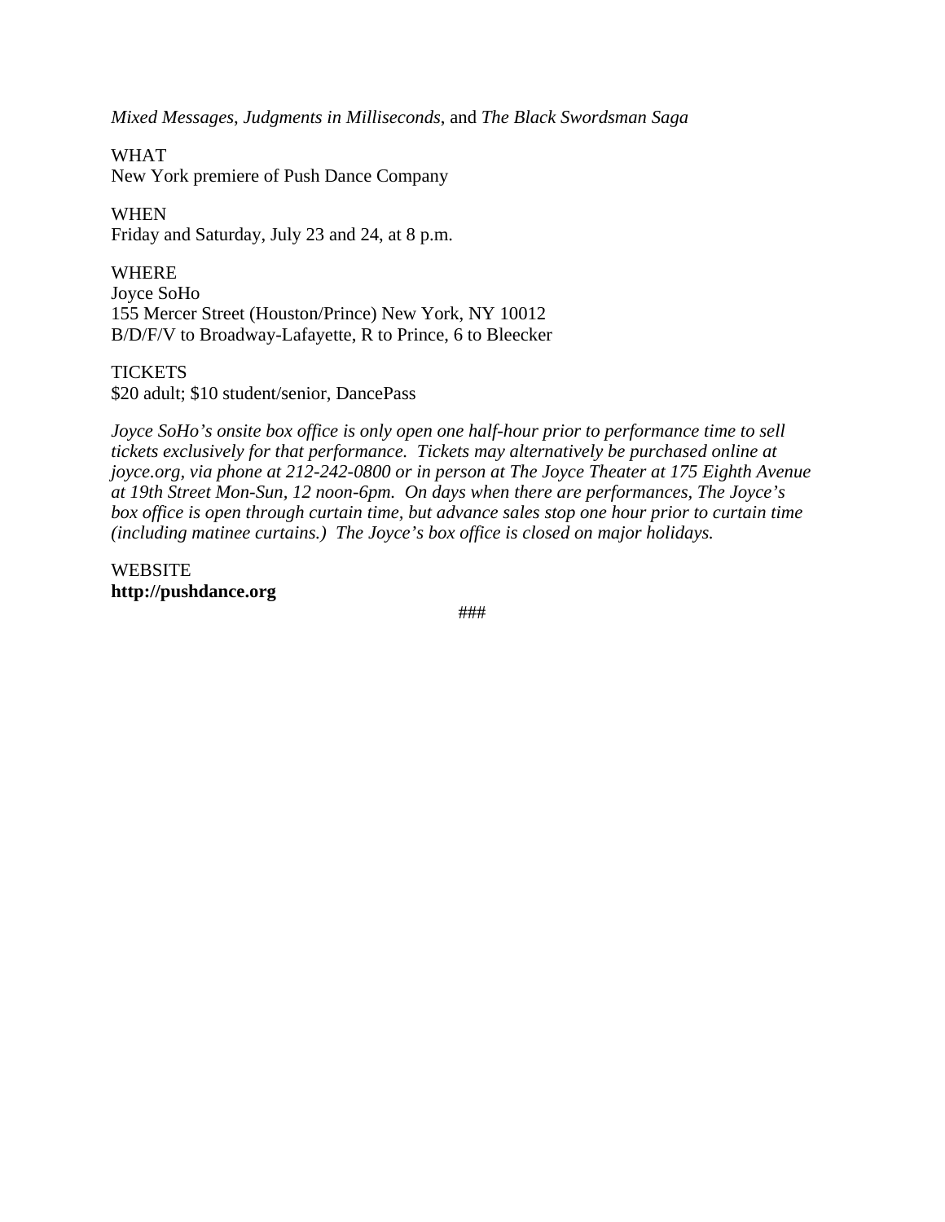*Mixed Messages*, *Judgments in Milliseconds*, and *The Black Swordsman Saga*

WHAT
New York premiere of Push Dance Company

WHEN
Friday and Saturday, July 23 and 24, at 8 p.m.

WHERE
Joyce SoHo
155 Mercer Street (Houston/Prince) New York, NY 10012
B/D/F/V to Broadway-Lafayette, R to Prince, 6 to Bleecker

TICKETS
$20 adult; $10 student/senior, DancePass

*Joyce SoHo's onsite box office is only open one half-hour prior to performance time to sell tickets exclusively for that performance. Tickets may alternatively be purchased online at joyce.org, via phone at 212-242-0800 or in person at The Joyce Theater at 175 Eighth Avenue at 19th Street Mon-Sun, 12 noon-6pm. On days when there are performances, The Joyce's box office is open through curtain time, but advance sales stop one hour prior to curtain time (including matinee curtains.) The Joyce's box office is closed on major holidays.*

WEBSITE
**http://pushdance.org**

###